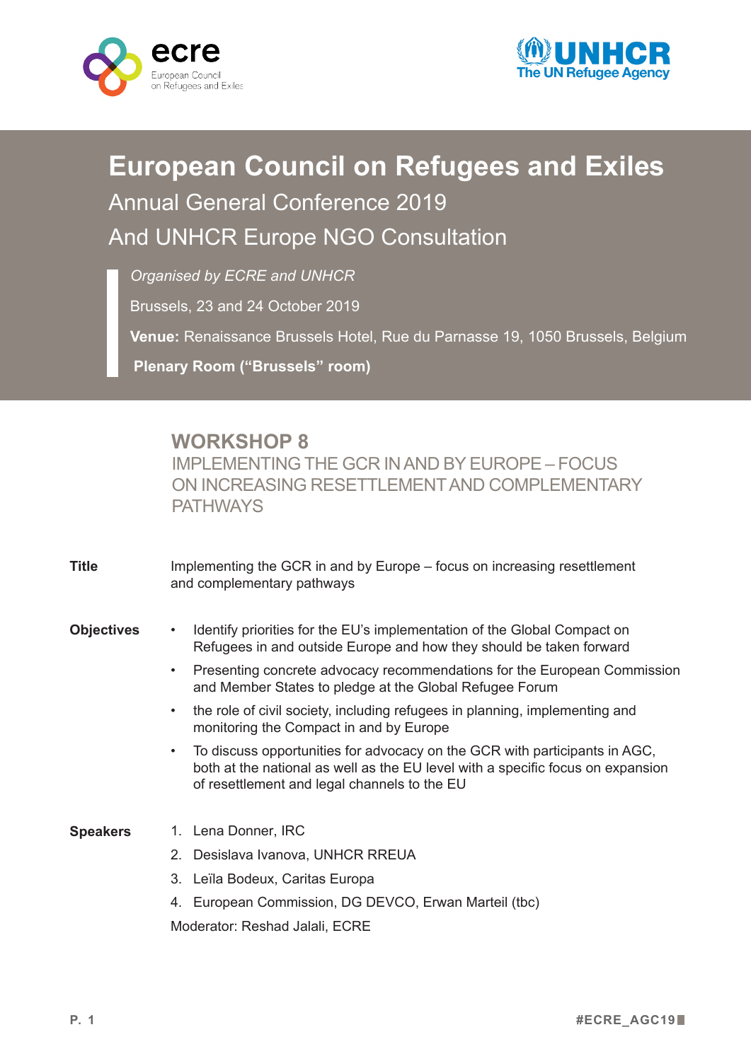# European Council on Refugees and Exiles

## Annual General Conference 2019

## And UNHCR Europe NGO Consultation

*Organised by ECRE and UNHCR*

Brussels, 23 and 24 October 2019

**Venue:** Renaissance Brussels Hotel, Rue du Parnasse 19, 1050 Brussels, Belgium

**Plenary Room (“Brussels” room)**

## WORKSHOP 8

### IMPLEMENTING THE GCR IN AND BY EUROPE – FOCUS ON INCREASING RESETTLEMENT AND COMPLEMENTARY PATHWAYS

**Title**

Implementing the GCR in and by Europe – focus on increasing resettlement and complementary pathways

**Objectives**

- Identify priorities for the EU’s implementation of the Global Compact on Refugees in and outside Europe and how they should be taken forward
- Presenting concrete advocacy recommendations for the European Commission and Member States to pledge at the Global Refugee Forum
- the role of civil society, including refugees in planning, implementing and monitoring the Compact in and by Europe
- To discuss opportunities for advocacy on the GCR with participants in AGC, both at the national as well as the EU level with a specific focus on expansion of resettlement and legal channels to the EU

**Speakers**

1. Lena Donner, IRC
2. Desislava Ivanova, UNHCR RREUA
3. Leïla Bodeux, Caritas Europa
4. European Commission, DG DEVCO, Erwan Marteil (tbc)

Moderator: Reshad Jalali, ECRE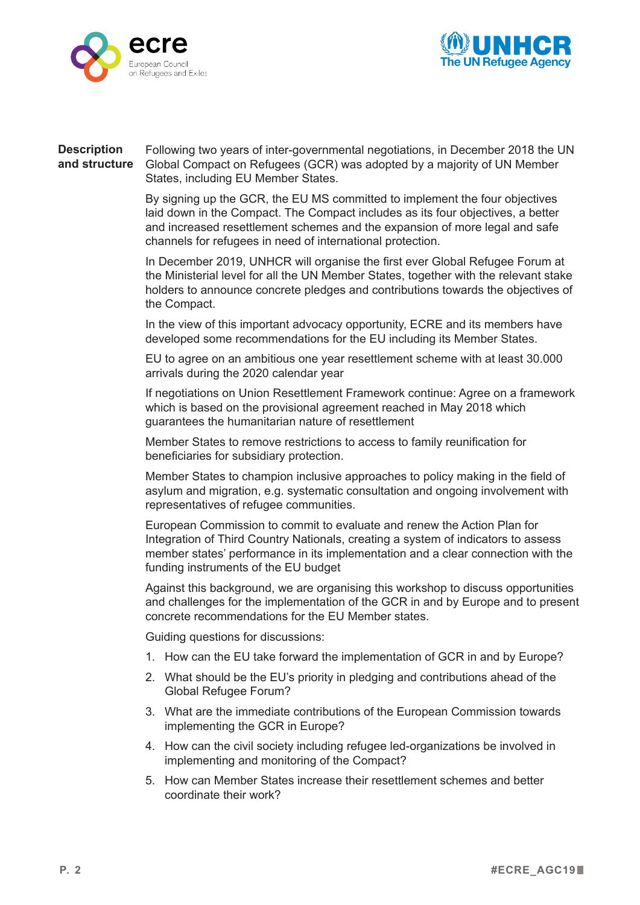**Description and structure**

Following two years of inter-governmental negotiations, in December 2018 the UN Global Compact on Refugees (GCR) was adopted by a majority of UN Member States, including EU Member States.

By signing up the GCR, the EU MS committed to implement the four objectives laid down in the Compact. The Compact includes as its four objectives, a better and increased resettlement schemes and the expansion of more legal and safe channels for refugees in need of international protection.

In December 2019, UNHCR will organise the first ever Global Refugee Forum at the Ministerial level for all the UN Member States, together with the relevant stake holders to announce concrete pledges and contributions towards the objectives of the Compact.

In the view of this important advocacy opportunity, ECRE and its members have developed some recommendations for the EU including its Member States.

EU to agree on an ambitious one year resettlement scheme with at least 30.000 arrivals during the 2020 calendar year

If negotiations on Union Resettlement Framework continue: Agree on a framework which is based on the provisional agreement reached in May 2018 which guarantees the humanitarian nature of resettlement

Member States to remove restrictions to access to family reunification for beneficiaries for subsidiary protection.

Member States to champion inclusive approaches to policy making in the field of asylum and migration, e.g. systematic consultation and ongoing involvement with representatives of refugee communities.

European Commission to commit to evaluate and renew the Action Plan for Integration of Third Country Nationals, creating a system of indicators to assess member states' performance in its implementation and a clear connection with the funding instruments of the EU budget

Against this background, we are organising this workshop to discuss opportunities and challenges for the implementation of the GCR in and by Europe and to present concrete recommendations for the EU Member states.

Guiding questions for discussions:

1. How can the EU take forward the implementation of GCR in and by Europe?
2. What should be the EU's priority in pledging and contributions ahead of the Global Refugee Forum?
3. What are the immediate contributions of the European Commission towards implementing the GCR in Europe?
4. How can the civil society including refugee led-organizations be involved in implementing and monitoring of the Compact?
5. How can Member States increase their resettlement schemes and better coordinate their work?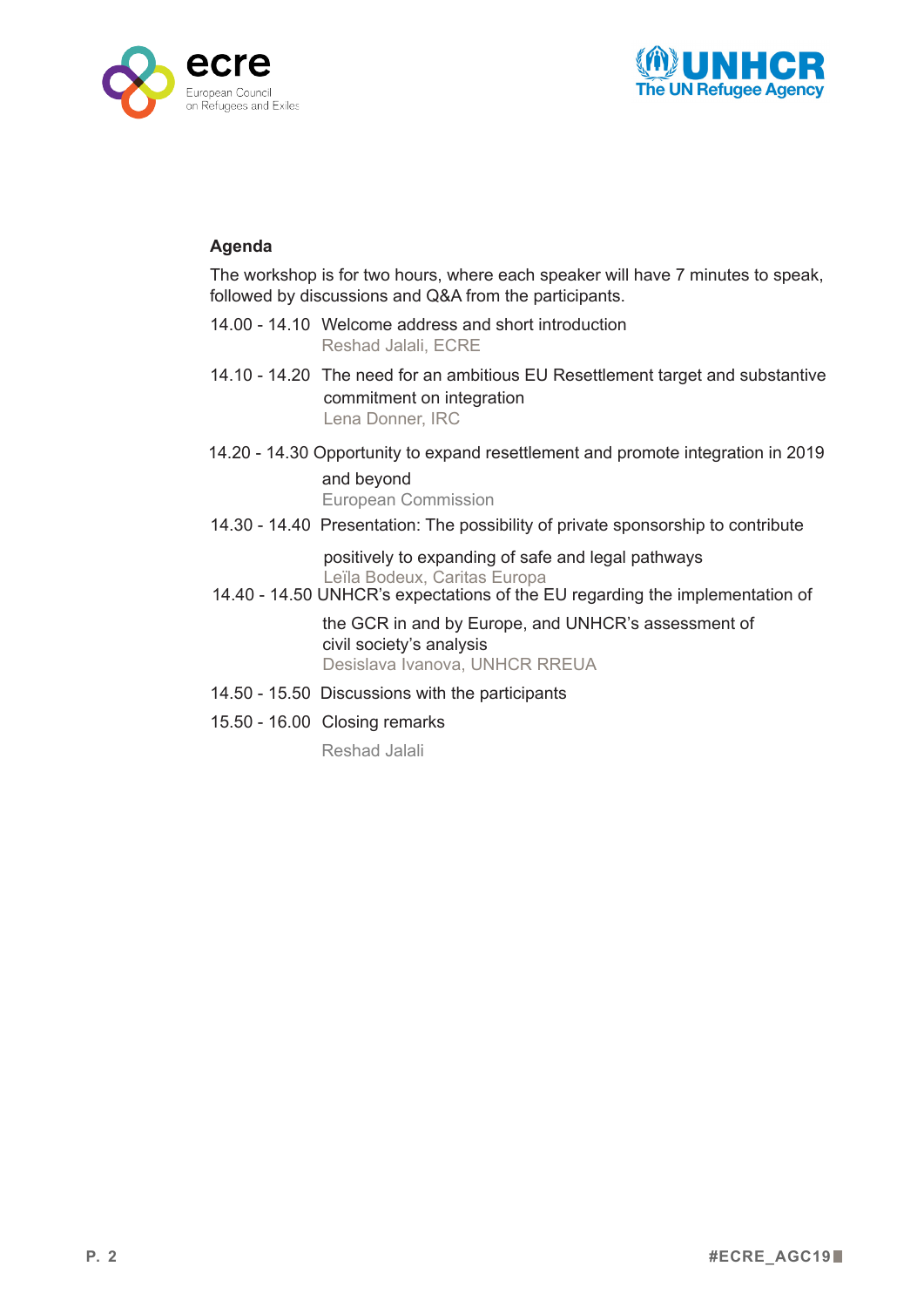**Agenda**

The workshop is for two hours, where each speaker will have 7 minutes to speak, followed by discussions and Q&A from the participants.

14.00 - 14.10 Welcome address and short introduction
Reshad Jalali, ECRE

14.10 - 14.20 The need for an ambitious EU Resettlement target and substantive commitment on integration
Lena Donner, IRC

14.20 - 14.30 Opportunity to expand resettlement and promote integration in 2019 and beyond
European Commission

14.30 - 14.40 Presentation: The possibility of private sponsorship to contribute positively to expanding of safe and legal pathways
Leïla Bodeux, Caritas Europa

14.40 - 14.50 UNHCR's expectations of the EU regarding the implementation of the GCR in and by Europe, and UNHCR's assessment of civil society's analysis
Desislava Ivanova, UNHCR RREUA

14.50 - 15.50 Discussions with the participants

15.50 - 16.00 Closing remarks
Reshad Jalali